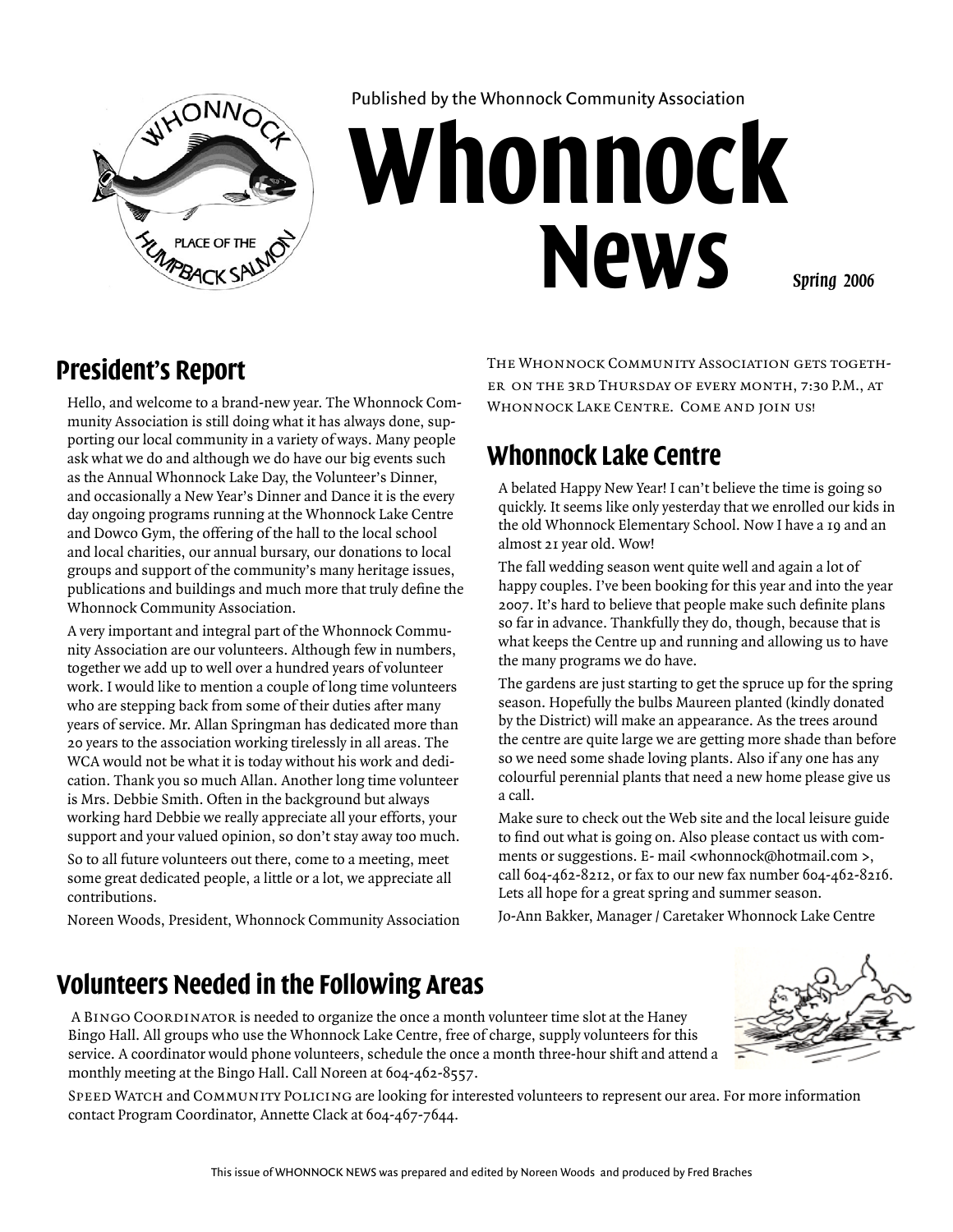Published by the Whonnock Community Association

# Whonnock News

*Spring 2006*

## President's Report

Hello, and welcome to a brand-new year. The Whonnock Community Association is still doing what it has always done, supporting our local community in a variety of ways. Many people ask what we do and although we do have our big events such as the Annual Whonnock Lake Day, the Volunteer's Dinner, and occasionally a New Year's Dinner and Dance it is the every day ongoing programs running at the Whonnock Lake Centre and Dowco Gym, the offering of the hall to the local school and local charities, our annual bursary, our donations to local groups and support of the community's many heritage issues, publications and buildings and much more that truly define the Whonnock Community Association.

A very important and integral part of the Whonnock Community Association are our volunteers. Although few in numbers, together we add up to well over a hundred years of volunteer work. I would like to mention a couple of long time volunteers who are stepping back from some of their duties after many years of service. Mr. Allan Springman has dedicated more than 20 years to the association working tirelessly in all areas. The WCA would not be what it is today without his work and dedication. Thank you so much Allan. Another long time volunteer is Mrs. Debbie Smith. Often in the background but always working hard Debbie we really appreciate all your efforts, your support and your valued opinion, so don't stay away too much.

So to all future volunteers out there, come to a meeting, meet some great dedicated people, a little or a lot, we appreciate all contributions.

Noreen Woods, President, Whonnock Community Association

The Whonnock Community Association gets together on the 3rd Thursday of every month, 7:30 P.M., at Whonnock Lake Centre. Come and join us!

## Whonnock Lake Centre

A belated Happy New Year! I can't believe the time is going so quickly. It seems like only yesterday that we enrolled our kids in the old Whonnock Elementary School. Now I have a 19 and an almost 21 year old. Wow!

The fall wedding season went quite well and again a lot of happy couples. I've been booking for this year and into the year 2007. It's hard to believe that people make such definite plans so far in advance. Thankfully they do, though, because that is what keeps the Centre up and running and allowing us to have the many programs we do have.

The gardens are just starting to get the spruce up for the spring season. Hopefully the bulbs Maureen planted (kindly donated by the District) will make an appearance. As the trees around the centre are quite large we are getting more shade than before so we need some shade loving plants. Also if any one has any colourful perennial plants that need a new home please give us a call.

Make sure to check out the Web site and the local leisure guide to find out what is going on. Also please contact us with comments or suggestions. E- mail <whonnock@hotmail.com >, call 604-462-8212, or fax to our new fax number 604-462-8216. Lets all hope for a great spring and summer season.

Jo-Ann Bakker, Manager / Caretaker Whonnock Lake Centre

## Volunteers Needed in the Following Areas

A Bingo Coordinator is needed to organize the once a month volunteer time slot at the Haney Bingo Hall. All groups who use the Whonnock Lake Centre, free of charge, supply volunteers for this service. A coordinator would phone volunteers, schedule the once a month three-hour shift and attend a monthly meeting at the Bingo Hall. Call Noreen at 604-462-8557.

Speed Watch and Community Policing are looking for interested volunteers to represent our area. For more information contact Program Coordinator, Annette Clack at 604-467-7644.

This issue of WHONNOCK NEWS was prepared and edited by Noreen Woods and produced by Fred Braches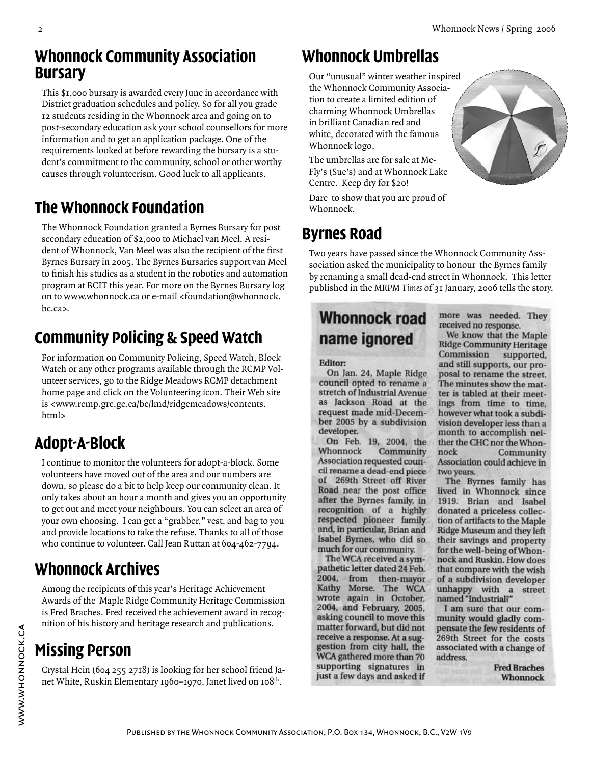## Whonnock Community Association Bursary

This $1,000 bursary is awarded every June in accordance with District graduation schedules and policy. So for all you grade 12 students residing in the Whonnock area and going on to post-secondary education ask your school counsellors for more information and to get an application package. One of the requirements looked at before rewarding the bursary is a student's commitment to the community, school or other worthy causes through volunteerism. Good luck to all applicants.

## The Whonnock Foundation

The Whonnock Foundation granted a Byrnes Bursary for post secondary education of $2,000 to Michael van Meel. A resident of Whonnock, Van Meel was also the recipient of the first Byrnes Bursary in 2005. The Byrnes Bursaries support van Meel to finish his studies as a student in the robotics and automation program at BCIT this year. For more on the Byrnes Bursary log on to www.whonnock.ca or e-mail <foundation@whonnock.bc.ca>.

## Community Policing & Speed Watch

For information on Community Policing, Speed Watch, Block Watch or any other programs available through the RCMP Volunteer services, go to the Ridge Meadows RCMP detachment home page and click on the Volunteering icon. Their Web site is <www.rcmp.grc.gc.ca/bc/lmd/ridgemeadows/contents.html>

## Adopt-A-Block

I continue to monitor the volunteers for adopt-a-block. Some volunteers have moved out of the area and our numbers are down, so please do a bit to help keep our community clean. It only takes about an hour a month and gives you an opportunity to get out and meet your neighbours. You can select an area of your own choosing. I can get a "grabber," vest, and bag to you and provide locations to take the refuse. Thanks to all of those who continue to volunteer. Call Jean Ruttan at 604-462-7794.

## Whonnock Archives

Among the recipients of this year's Heritage Achievement Awards of the Maple Ridge Community Heritage Commission is Fred Braches. Fred received the achievement award in recognition of his history and heritage research and publications.

## Missing Person

Crystal Hein (604 255 2718) is looking for her school friend Janet White, Ruskin Elementary 1960–1970. Janet lived on 108th.

## Whonnock Umbrellas

Our "unusual" winter weather inspired the Whonnock Community Association to create a limited edition of charming Whonnock Umbrellas in brilliant Canadian red and white, decorated with the famous Whonnock logo.

The umbrellas are for sale at McFly's (Sue's) and at Whonnock Lake Centre. Keep dry for $20!

Dare to show that you are proud of Whonnock.

## Byrnes Road

Two years have passed since the Whonnock Community Asssociation asked the municipality to honour the Byrnes family by renaming a small dead-end street in Whonnock. This letter published in the *MRPM Times* of 31 January, 2006 tells the story.

### Whonnock road name ignored

**Editor:**

On Jan. 24, Maple Ridge council opted to rename a stretch of Industrial Avenue as Jackson Road at the request made mid-December 2005 by a subdivision developer.

On Feb. 19, 2004, the Whonnock Community Association requested council rename a dead-end piece of 269th Street off River Road near the post office after the Byrnes family, in recognition of a highly respected pioneer family and, in particular, Brian and Isabel Byrnes, who did so much for our community.

The WCA received a sympathetic letter dated 24 Feb. 2004, from then-mayor Kathy Morse. The WCA wrote again in October, 2004, and February, 2005, asking council to move this matter forward, but did not receive a response. At a suggestion from city hall, the WCA gathered more than 70 supporting signatures in just a few days and asked if more was needed. They received no response.

We know that the Maple Ridge Community Heritage Commission supported, and still supports, our proposal to rename the street. The minutes show the matter is tabled at their meetings from time to time, however what took a subdivision developer less than a month to accomplish neither the CHC nor the Whonnock Community Association could achieve in two years.

The Byrnes family has lived in Whonnock since 1919. Brian and Isabel donated a priceless collection of artifacts to the Maple Ridge Museum and they left their savings and property for the well-being of Whonnock and Ruskin. How does that compare with the wish of a subdivision developer unhappy with a street named "Industrial?"

I am sure that our community would gladly compensate the few residents of 269th Street for the costs associated with a change of address.

**Fred Braches**
**Whonnock**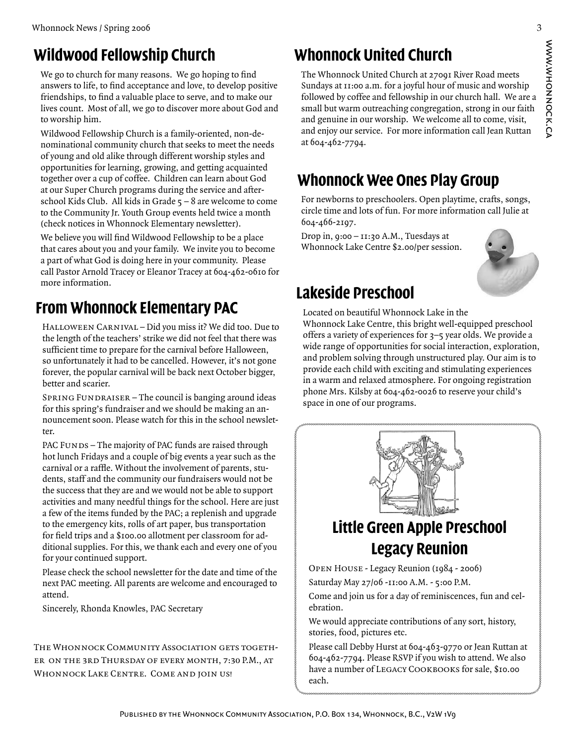## Wildwood Fellowship Church

We go to church for many reasons. We go hoping to find answers to life, to find acceptance and love, to develop positive friendships, to find a valuable place to serve, and to make our lives count. Most of all, we go to discover more about God and to worship him.

Wildwood Fellowship Church is a family-oriented, non-denominational community church that seeks to meet the needs of young and old alike through different worship styles and opportunities for learning, growing, and getting acquainted together over a cup of coffee. Children can learn about God at our Super Church programs during the service and after-school Kids Club. All kids in Grade 5 – 8 are welcome to come to the Community Jr. Youth Group events held twice a month (check notices in Whonnock Elementary newsletter).

We believe you will find Wildwood Fellowship to be a place that cares about you and your family. We invite you to become a part of what God is doing here in your community. Please call Pastor Arnold Tracey or Eleanor Tracey at 604-462-0610 for more information.

## From Whonnock Elementary PAC

Halloween Carnival – Did you miss it? We did too. Due to the length of the teachers' strike we did not feel that there was sufficient time to prepare for the carnival before Halloween, so unfortunately it had to be cancelled. However, it's not gone forever, the popular carnival will be back next October bigger, better and scarier.

Spring Fundraiser – The council is banging around ideas for this spring's fundraiser and we should be making an announcement soon. Please watch for this in the school newsletter.

PAC Funds – The majority of PAC funds are raised through hot lunch Fridays and a couple of big events a year such as the carnival or a raffle. Without the involvement of parents, students, staff and the community our fundraisers would not be the success that they are and we would not be able to support activities and many needful things for the school. Here are just a few of the items funded by the PAC; a replenish and upgrade to the emergency kits, rolls of art paper, bus transportation for field trips and a $100.00 allotment per classroom for additional supplies. For this, we thank each and every one of you for your continued support.

Please check the school newsletter for the date and time of the next PAC meeting. All parents are welcome and encouraged to attend.

Sincerely, Rhonda Knowles, PAC Secretary

The Whonnock Community Association gets together on the 3rd Thursday of every month, 7:30 P.M., at Whonnock Lake Centre. Come and join us!

## Whonnock United Church

The Whonnock United Church at 27091 River Road meets Sundays at 11:00 a.m. for a joyful hour of music and worship followed by coffee and fellowship in our church hall. We are a small but warm outreaching congregation, strong in our faith and genuine in our worship. We welcome all to come, visit, and enjoy our service. For more information call Jean Ruttan at 604-462-7794.

## Whonnock Wee Ones Play Group

For newborns to preschoolers. Open playtime, crafts, songs, circle time and lots of fun. For more information call Julie at 604-466-2197.

Drop in, 9:00 – 11:30 A.M., Tuesdays at Whonnock Lake Centre $2.00/per session.

## Lakeside Preschool

Located on beautiful Whonnock Lake in the Whonnock Lake Centre, this bright well-equipped preschool offers a variety of experiences for 3–5 year olds. We provide a wide range of opportunities for social interaction, exploration, and problem solving through unstructured play. Our aim is to provide each child with exciting and stimulating experiences in a warm and relaxed atmosphere. For ongoing registration phone Mrs. Kilsby at 604-462-0026 to reserve your child's space in one of our programs.

## Little Green Apple Preschool Legacy Reunion

Open House - Legacy Reunion (1984 - 2006)

Saturday May 27/06 -11:00 A.M. - 5:00 P.M.

Come and join us for a day of reminiscences, fun and celebration.

We would appreciate contributions of any sort, history, stories, food, pictures etc.

Please call Debby Hurst at 604-463-9770 or Jean Ruttan at 604-462-7794. Please RSVP if you wish to attend. We also have a number of Legacy Cookbooks for sale, $10.00 each.

Published by the Whonnock Community Association, P.O. Box 134, Whonnock, B.C., V2W 1V9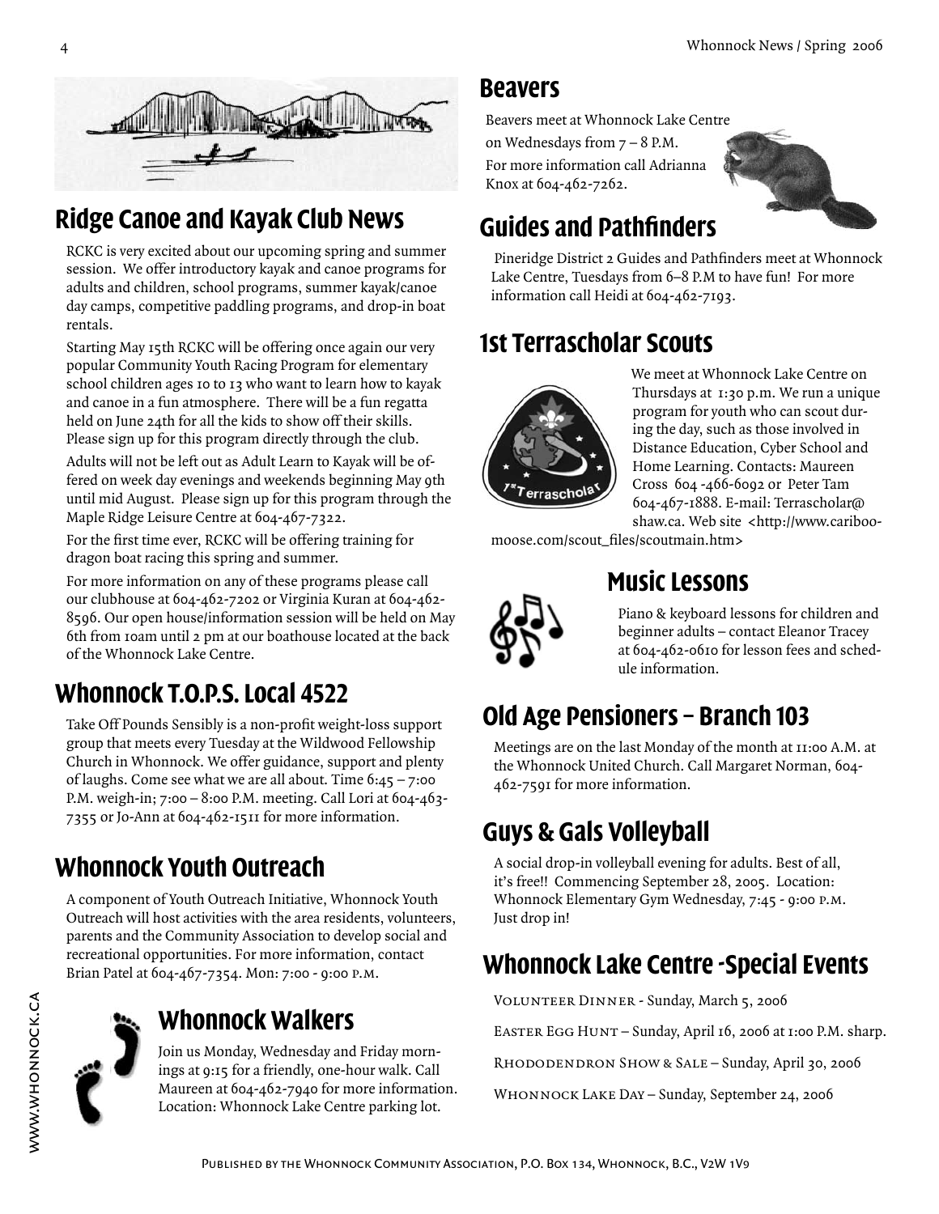## Ridge Canoe and Kayak Club News

RCKC is very excited about our upcoming spring and summer session. We offer introductory kayak and canoe programs for adults and children, school programs, summer kayak/canoe day camps, competitive paddling programs, and drop-in boat rentals.

Starting May 15th RCKC will be offering once again our very popular Community Youth Racing Program for elementary school children ages 10 to 13 who want to learn how to kayak and canoe in a fun atmosphere. There will be a fun regatta held on June 24th for all the kids to show off their skills. Please sign up for this program directly through the club.

Adults will not be left out as Adult Learn to Kayak will be offered on week day evenings and weekends beginning May 9th until mid August. Please sign up for this program through the Maple Ridge Leisure Centre at 604-467-7322.

For the first time ever, RCKC will be offering training for dragon boat racing this spring and summer.

For more information on any of these programs please call our clubhouse at 604-462-7202 or Virginia Kuran at 604-462-8596. Our open house/information session will be held on May 6th from 10am until 2 pm at our boathouse located at the back of the Whonnock Lake Centre.

## Whonnock T.O.P.S. Local 4522

Take Off Pounds Sensibly is a non-profit weight-loss support group that meets every Tuesday at the Wildwood Fellowship Church in Whonnock. We offer guidance, support and plenty of laughs. Come see what we are all about. Time 6:45 – 7:00 P.M. weigh-in; 7:00 – 8:00 P.M. meeting. Call Lori at 604-463-7355 or Jo-Ann at 604-462-1511 for more information.

## Whonnock Youth Outreach

A component of Youth Outreach Initiative, Whonnock Youth Outreach will host activities with the area residents, volunteers, parents and the Community Association to develop social and recreational opportunities. For more information, contact Brian Patel at 604-467-7354. Mon: 7:00 - 9:00 P.M.

## Whonnock Walkers

Join us Monday, Wednesday and Friday mornings at 9:15 for a friendly, one-hour walk. Call Maureen at 604-462-7940 for more information. Location: Whonnock Lake Centre parking lot.

## Beavers

Beavers meet at Whonnock Lake Centre on Wednesdays from 7 – 8 P.M.

For more information call Adrianna Knox at 604-462-7262.

## Guides and Pathfinders

Pineridge District 2 Guides and Pathfinders meet at Whonnock Lake Centre, Tuesdays from 6–8 P.M to have fun! For more information call Heidi at 604-462-7193.

## 1st Terrascholar Scouts

We meet at Whonnock Lake Centre on Thursdays at 1:30 p.m. We run a unique program for youth who can scout during the day, such as those involved in Distance Education, Cyber School and Home Learning. Contacts: Maureen Cross 604 -466-6092 or Peter Tam 604-467-1888. E-mail: Terrascholar@shaw.ca. Web site <http://www.cariboo-moose.com/scout_files/scoutmain.htm>

## Music Lessons

Piano & keyboard lessons for children and beginner adults – contact Eleanor Tracey at 604-462-0610 for lesson fees and schedule information.

## Old Age Pensioners – Branch 103

Meetings are on the last Monday of the month at 11:00 A.M. at the Whonnock United Church. Call Margaret Norman, 604-462-7591 for more information.

## Guys & Gals Volleyball

A social drop-in volleyball evening for adults. Best of all, it's free!! Commencing September 28, 2005. Location: Whonnock Elementary Gym Wednesday, 7:45 - 9:00 P.M. Just drop in!

## Whonnock Lake Centre -Special Events

Volunteer Dinner - Sunday, March 5, 2006

Easter Egg Hunt – Sunday, April 16, 2006 at 1:00 P.M. sharp.

Rhododendron Show & Sale – Sunday, April 30, 2006

Whonnock Lake Day – Sunday, September 24, 2006

Published by the Whonnock Community Association, P.O. Box 134, Whonnock, B.C., V2W 1V9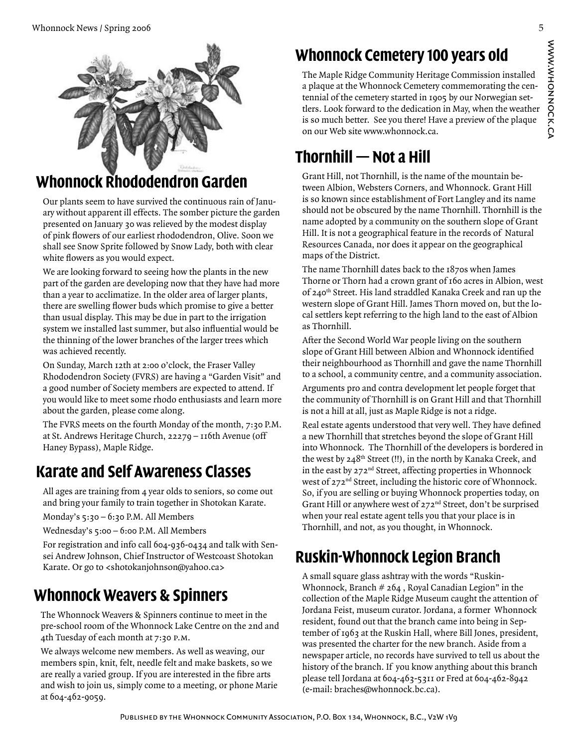## Whonnock Rhododendron Garden

Our plants seem to have survived the continuous rain of January without apparent ill effects. The somber picture the garden presented on January 30 was relieved by the modest display of pink flowers of our earliest rhododendron, Olive. Soon we shall see Snow Sprite followed by Snow Lady, both with clear white flowers as you would expect.

We are looking forward to seeing how the plants in the new part of the garden are developing now that they have had more than a year to acclimatize. In the older area of larger plants, there are swelling flower buds which promise to give a better than usual display. This may be due in part to the irrigation system we installed last summer, but also influential would be the thinning of the lower branches of the larger trees which was achieved recently.

On Sunday, March 12th at 2:00 o'clock, the Fraser Valley Rhododendron Society (FVRS) are having a "Garden Visit" and a good number of Society members are expected to attend. If you would like to meet some rhodo enthusiasts and learn more about the garden, please come along.

The FVRS meets on the fourth Monday of the month, 7:30 P.M. at St. Andrews Heritage Church, 22279 – 116th Avenue (off Haney Bypass), Maple Ridge.

## Karate and Self Awareness Classes

All ages are training from 4 year olds to seniors, so come out and bring your family to train together in Shotokan Karate.

Monday's 5:30 – 6:30 P.M. All Members

Wednesday's 5:00 – 6:00 P.M. All Members

For registration and info call 604-936-0434 and talk with Sensei Andrew Johnson, Chief Instructor of Westcoast Shotokan Karate. Or go to <shotokanjohnson@yahoo.ca>

## Whonnock Weavers & Spinners

The Whonnock Weavers & Spinners continue to meet in the pre-school room of the Whonnock Lake Centre on the 2nd and 4th Tuesday of each month at 7:30 P.M.

We always welcome new members. As well as weaving, our members spin, knit, felt, needle felt and make baskets, so we are really a varied group. If you are interested in the fibre arts and wish to join us, simply come to a meeting, or phone Marie at 604-462-9059.

## Whonnock Cemetery 100 years old

The Maple Ridge Community Heritage Commission installed a plaque at the Whonnock Cemetery commemorating the centennial of the cemetery started in 1905 by our Norwegian settlers. Look forward to the dedication in May, when the weather is so much better. See you there! Have a preview of the plaque on our Web site www.whonnock.ca.

## Thornhill — Not a Hill

Grant Hill, not Thornhill, is the name of the mountain between Albion, Websters Corners, and Whonnock. Grant Hill is so known since establishment of Fort Langley and its name should not be obscured by the name Thornhill. Thornhill is the name adopted by a community on the southern slope of Grant Hill. It is not a geographical feature in the records of Natural Resources Canada, nor does it appear on the geographical maps of the District.

The name Thornhill dates back to the 1870s when James Thorne or Thorn had a crown grant of 160 acres in Albion, west of 240th Street. His land straddled Kanaka Creek and ran up the western slope of Grant Hill. James Thorn moved on, but the local settlers kept referring to the high land to the east of Albion as Thornhill.

After the Second World War people living on the southern slope of Grant Hill between Albion and Whonnock identified their neighbourhood as Thornhill and gave the name Thornhill to a school, a community centre, and a community association.

Arguments pro and contra development let people forget that the community of Thornhill is on Grant Hill and that Thornhill is not a hill at all, just as Maple Ridge is not a ridge.

Real estate agents understood that very well. They have defined a new Thornhill that stretches beyond the slope of Grant Hill into Whonnock. The Thornhill of the developers is bordered in the west by 248th Street (!!), in the north by Kanaka Creek, and in the east by 272nd Street, affecting properties in Whonnock west of 272nd Street, including the historic core of Whonnock. So, if you are selling or buying Whonnock properties today, on Grant Hill or anywhere west of 272nd Street, don't be surprised when your real estate agent tells you that your place is in Thornhill, and not, as you thought, in Whonnock.

## Ruskin-Whonnock Legion Branch

A small square glass ashtray with the words "Ruskin-Whonnock, Branch # 264 , Royal Canadian Legion" in the collection of the Maple Ridge Museum caught the attention of Jordana Feist, museum curator. Jordana, a former Whonnock resident, found out that the branch came into being in September of 1963 at the Ruskin Hall, where Bill Jones, president, was presented the charter for the new branch. Aside from a newspaper article, no records have survived to tell us about the history of the branch. If you know anything about this branch please tell Jordana at 604-463-5311 or Fred at 604-462-8942 (e-mail: braches@whonnock.bc.ca).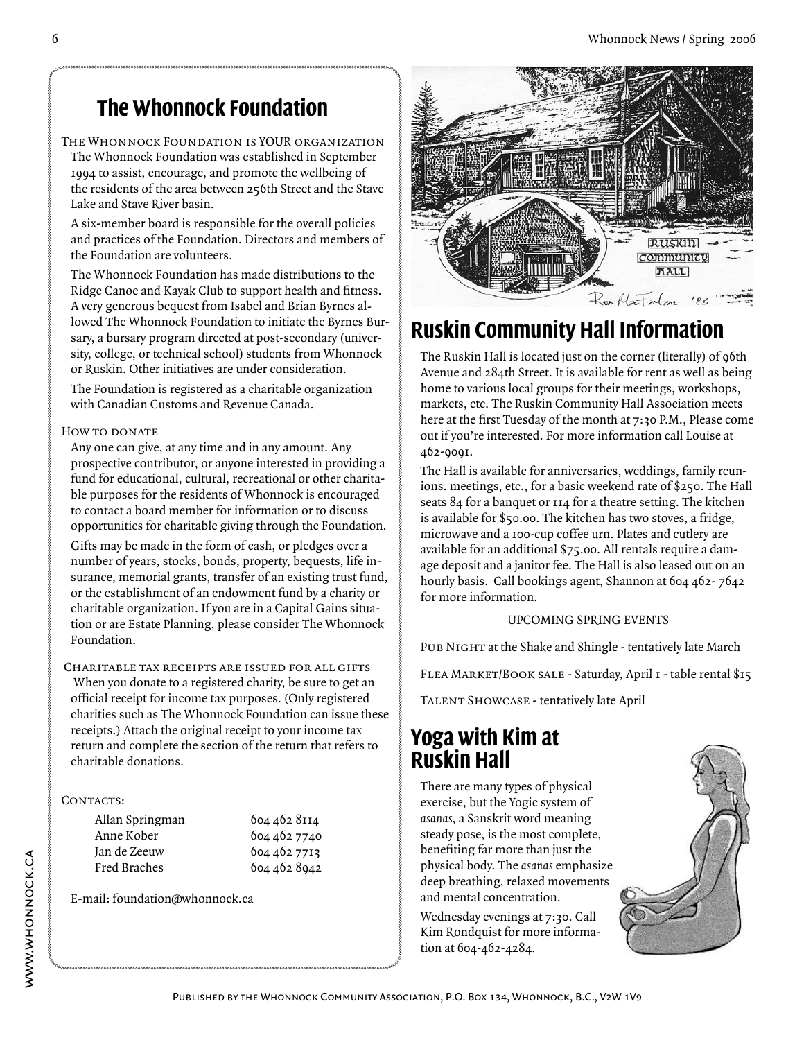## The Whonnock Foundation

The Whonnock Foundation is YOUR organization

The Whonnock Foundation was established in September 1994 to assist, encourage, and promote the wellbeing of the residents of the area between 256th Street and the Stave Lake and Stave River basin.

A six-member board is responsible for the overall policies and practices of the Foundation. Directors and members of the Foundation are volunteers.

The Whonnock Foundation has made distributions to the Ridge Canoe and Kayak Club to support health and fitness. A very generous bequest from Isabel and Brian Byrnes allowed The Whonnock Foundation to initiate the Byrnes Bursary, a bursary program directed at post-secondary (university, college, or technical school) students from Whonnock or Ruskin. Other initiatives are under consideration.

The Foundation is registered as a charitable organization with Canadian Customs and Revenue Canada.

How to donate

Any one can give, at any time and in any amount. Any prospective contributor, or anyone interested in providing a fund for educational, cultural, recreational or other charitable purposes for the residents of Whonnock is encouraged to contact a board member for information or to discuss opportunities for charitable giving through the Foundation.

Gifts may be made in the form of cash, or pledges over a number of years, stocks, bonds, property, bequests, life insurance, memorial grants, transfer of an existing trust fund, or the establishment of an endowment fund by a charity or charitable organization. If you are in a Capital Gains situation or are Estate Planning, please consider The Whonnock Foundation.

Charitable tax receipts are issued for all gifts

When you donate to a registered charity, be sure to get an official receipt for income tax purposes. (Only registered charities such as The Whonnock Foundation can issue these receipts.) Attach the original receipt to your income tax return and complete the section of the return that refers to charitable donations.

Contacts:

| | |
|---|---|
| Allan Springman | 604 462 8114 |
| Anne Kober | 604 462 7740 |
| Jan de Zeeuw | 604 462 7713 |
| Fred Braches | 604 462 8942 |

E-mail: foundation@whonnock.ca

## Ruskin Community Hall Information

The Ruskin Hall is located just on the corner (literally) of 96th Avenue and 284th Street. It is available for rent as well as being home to various local groups for their meetings, workshops, markets, etc. The Ruskin Community Hall Association meets here at the first Tuesday of the month at 7:30 P.M., Please come out if you're interested. For more information call Louise at 462-9091.

The Hall is available for anniversaries, weddings, family reunions. meetings, etc., for a basic weekend rate of $250. The Hall seats 84 for a banquet or 114 for a theatre setting. The kitchen is available for $50.00. The kitchen has two stoves, a fridge, microwave and a 100-cup coffee urn. Plates and cutlery are available for an additional $75.00. All rentals require a damage deposit and a janitor fee. The Hall is also leased out on an hourly basis. Call bookings agent, Shannon at 604 462- 7642 for more information.

UPCOMING SPRING EVENTS

Pub Night at the Shake and Shingle - tentatively late March

Flea Market/Book sale - Saturday, April 1 - table rental $15

Talent Showcase - tentatively late April

## Yoga with Kim at Ruskin Hall

There are many types of physical exercise, but the Yogic system of *asanas*, a Sanskrit word meaning steady pose, is the most complete, benefiting far more than just the physical body. The *asanas* emphasize deep breathing, relaxed movements and mental concentration.

Wednesday evenings at 7:30. Call Kim Rondquist for more information at 604-462-4284.

Published by the Whonnock Community Association, P.O. Box 134, Whonnock, B.C., V2W 1V9